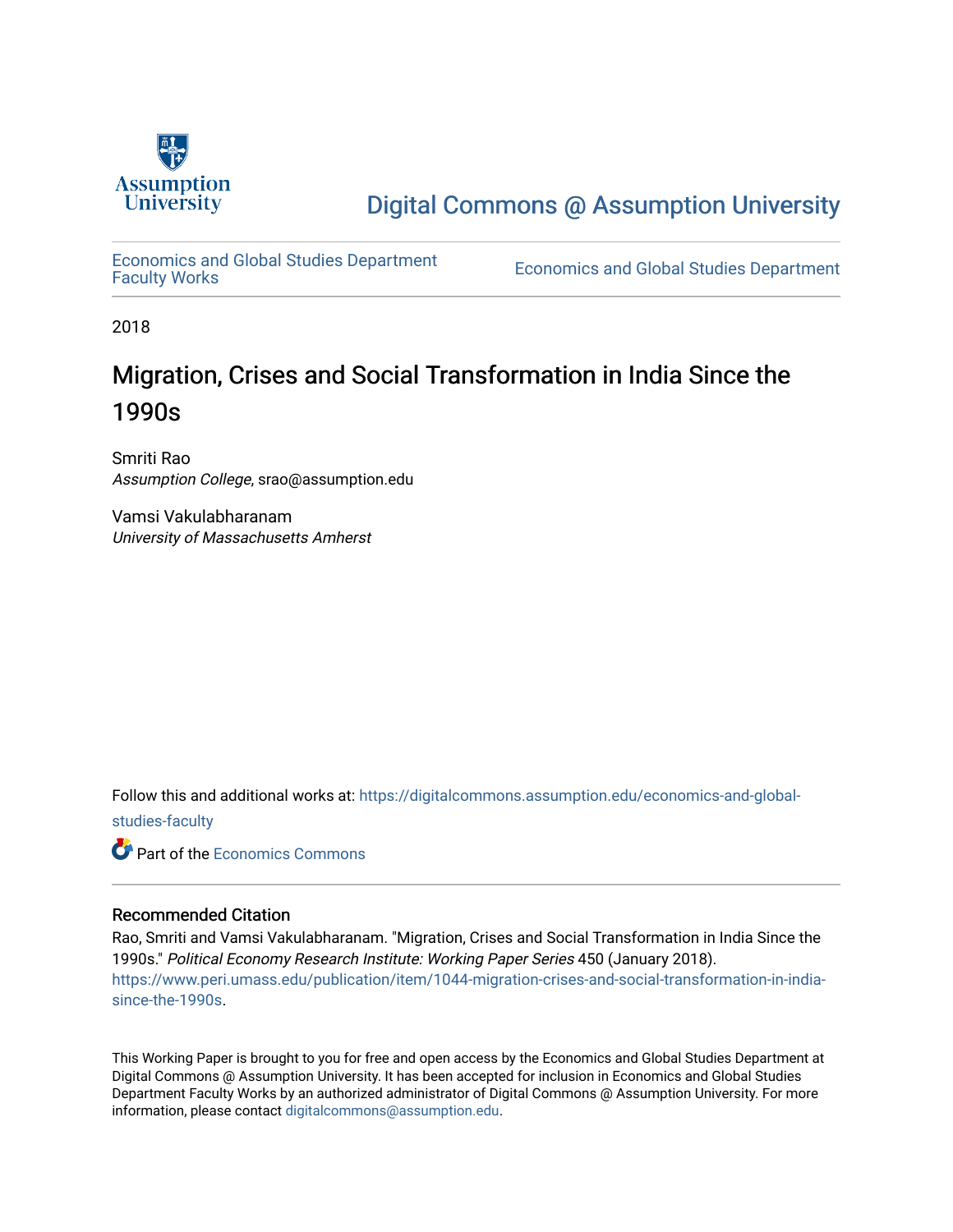Digital Commons @ Assumption University

Economics and Global Studies Department Faculty Works

Economics and Global Studies Department

2018

# Migration, Crises and Social Transformation in India Since the 1990s

Smriti Rao
*Assumption College*, srao@assumption.edu

Vamsi Vakulabharanam
*University of Massachusetts Amherst*

Follow this and additional works at: https://digitalcommons.assumption.edu/economics-and-global-studies-faculty

Part of the Economics Commons

## Recommended Citation

Rao, Smriti and Vamsi Vakulabharanam. "Migration, Crises and Social Transformation in India Since the 1990s." *Political Economy Research Institute: Working Paper Series* 450 (January 2018). https://www.peri.umass.edu/publication/item/1044-migration-crises-and-social-transformation-in-india-since-the-1990s.

This Working Paper is brought to you for free and open access by the Economics and Global Studies Department at Digital Commons @ Assumption University. It has been accepted for inclusion in Economics and Global Studies Department Faculty Works by an authorized administrator of Digital Commons @ Assumption University. For more information, please contact digitalcommons@assumption.edu.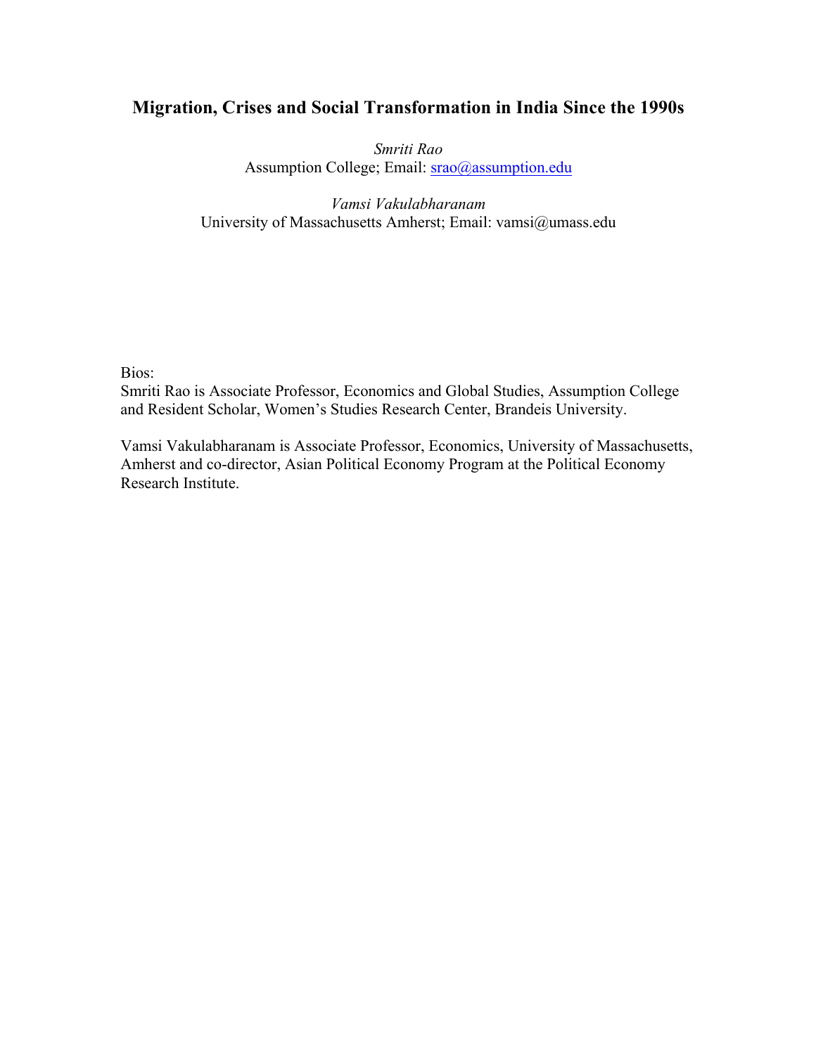# Migration, Crises and Social Transformation in India Since the 1990s

*Smriti Rao*
Assumption College; Email: srao@assumption.edu

*Vamsi Vakulabharanam*
University of Massachusetts Amherst; Email: vamsi@umass.edu

Bios:
Smriti Rao is Associate Professor, Economics and Global Studies, Assumption College and Resident Scholar, Women's Studies Research Center, Brandeis University.

Vamsi Vakulabharanam is Associate Professor, Economics, University of Massachusetts, Amherst and co-director, Asian Political Economy Program at the Political Economy Research Institute.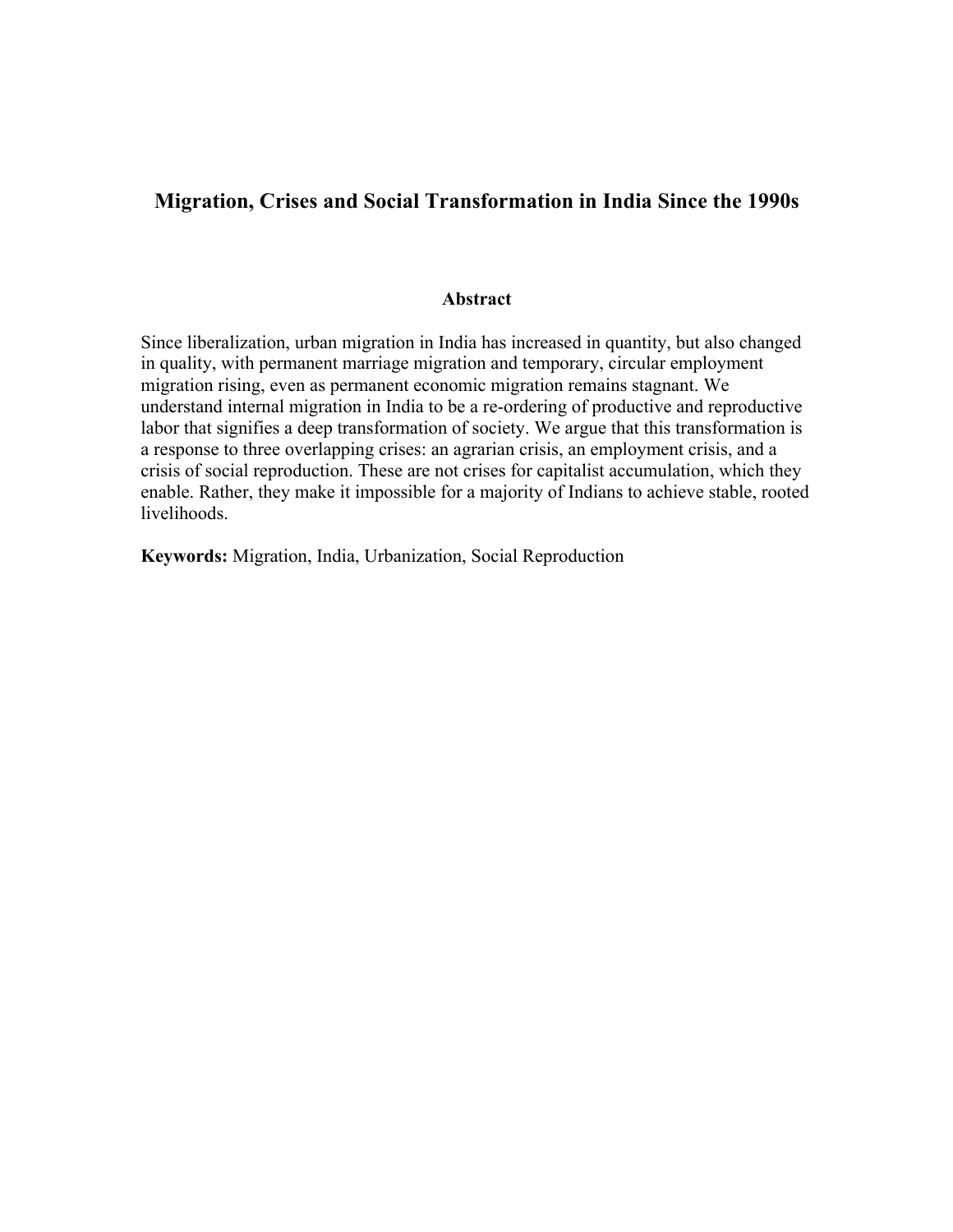# Migration, Crises and Social Transformation in India Since the 1990s

## Abstract

Since liberalization, urban migration in India has increased in quantity, but also changed in quality, with permanent marriage migration and temporary, circular employment migration rising, even as permanent economic migration remains stagnant. We understand internal migration in India to be a re-ordering of productive and reproductive labor that signifies a deep transformation of society. We argue that this transformation is a response to three overlapping crises: an agrarian crisis, an employment crisis, and a crisis of social reproduction. These are not crises for capitalist accumulation, which they enable. Rather, they make it impossible for a majority of Indians to achieve stable, rooted livelihoods.

**Keywords:** Migration, India, Urbanization, Social Reproduction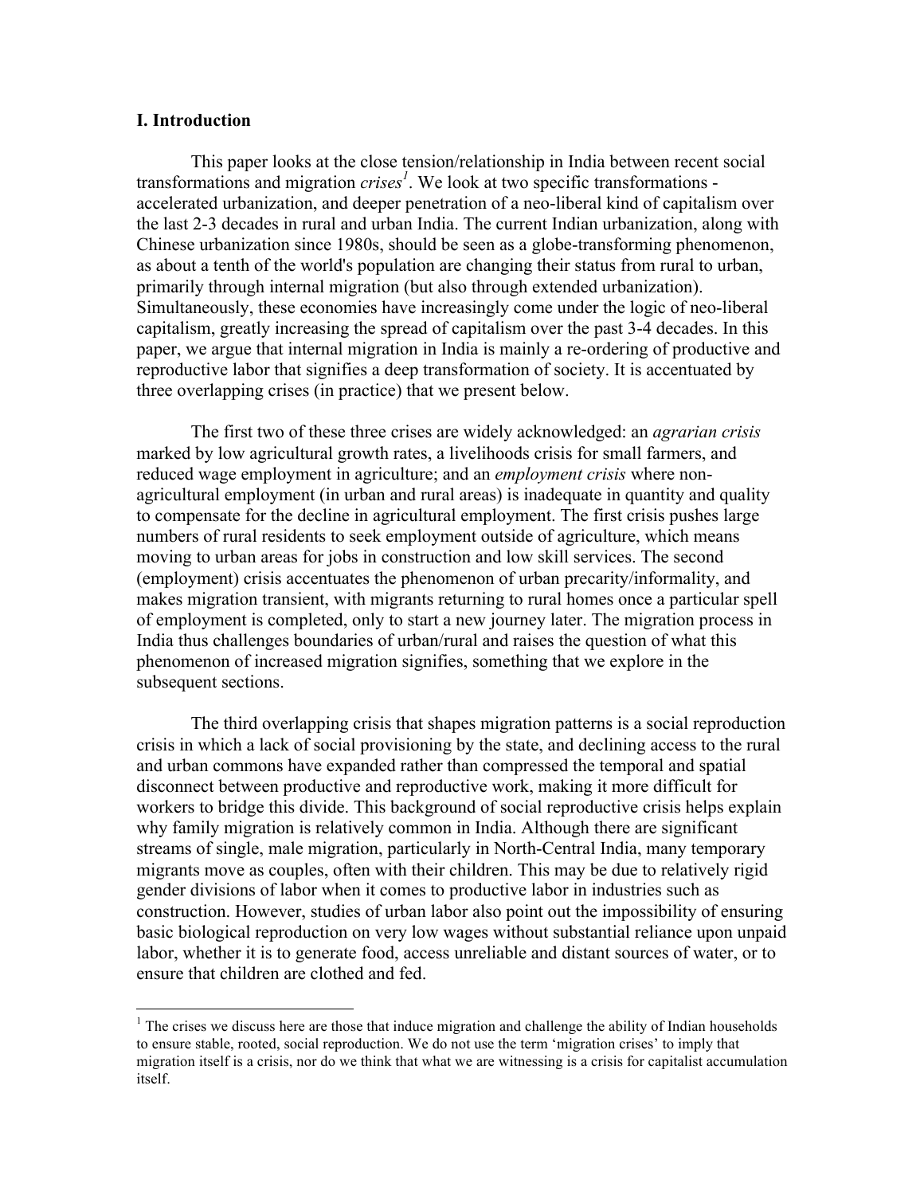## I. Introduction

This paper looks at the close tension/relationship in India between recent social transformations and migration *crises*[1]. We look at two specific transformations - accelerated urbanization, and deeper penetration of a neo-liberal kind of capitalism over the last 2-3 decades in rural and urban India. The current Indian urbanization, along with Chinese urbanization since 1980s, should be seen as a globe-transforming phenomenon, as about a tenth of the world's population are changing their status from rural to urban, primarily through internal migration (but also through extended urbanization). Simultaneously, these economies have increasingly come under the logic of neo-liberal capitalism, greatly increasing the spread of capitalism over the past 3-4 decades. In this paper, we argue that internal migration in India is mainly a re-ordering of productive and reproductive labor that signifies a deep transformation of society. It is accentuated by three overlapping crises (in practice) that we present below.

The first two of these three crises are widely acknowledged: an *agrarian crisis* marked by low agricultural growth rates, a livelihoods crisis for small farmers, and reduced wage employment in agriculture; and an *employment crisis* where non-agricultural employment (in urban and rural areas) is inadequate in quantity and quality to compensate for the decline in agricultural employment. The first crisis pushes large numbers of rural residents to seek employment outside of agriculture, which means moving to urban areas for jobs in construction and low skill services. The second (employment) crisis accentuates the phenomenon of urban precarity/informality, and makes migration transient, with migrants returning to rural homes once a particular spell of employment is completed, only to start a new journey later. The migration process in India thus challenges boundaries of urban/rural and raises the question of what this phenomenon of increased migration signifies, something that we explore in the subsequent sections.

The third overlapping crisis that shapes migration patterns is a social reproduction crisis in which a lack of social provisioning by the state, and declining access to the rural and urban commons have expanded rather than compressed the temporal and spatial disconnect between productive and reproductive work, making it more difficult for workers to bridge this divide. This background of social reproductive crisis helps explain why family migration is relatively common in India. Although there are significant streams of single, male migration, particularly in North-Central India, many temporary migrants move as couples, often with their children. This may be due to relatively rigid gender divisions of labor when it comes to productive labor in industries such as construction. However, studies of urban labor also point out the impossibility of ensuring basic biological reproduction on very low wages without substantial reliance upon unpaid labor, whether it is to generate food, access unreliable and distant sources of water, or to ensure that children are clothed and fed.

---

[1] The crises we discuss here are those that induce migration and challenge the ability of Indian households to ensure stable, rooted, social reproduction. We do not use the term 'migration crises' to imply that migration itself is a crisis, nor do we think that what we are witnessing is a crisis for capitalist accumulation itself.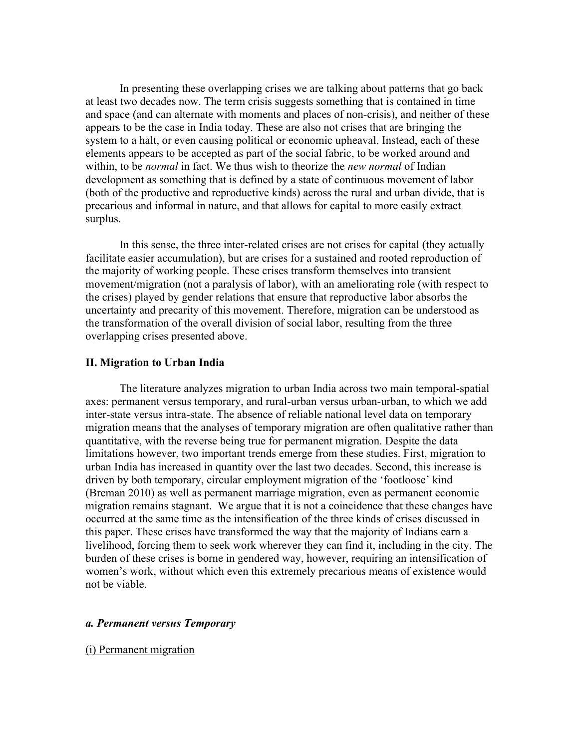In presenting these overlapping crises we are talking about patterns that go back at least two decades now. The term crisis suggests something that is contained in time and space (and can alternate with moments and places of non-crisis), and neither of these appears to be the case in India today. These are also not crises that are bringing the system to a halt, or even causing political or economic upheaval. Instead, each of these elements appears to be accepted as part of the social fabric, to be worked around and within, to be *normal* in fact. We thus wish to theorize the *new normal* of Indian development as something that is defined by a state of continuous movement of labor (both of the productive and reproductive kinds) across the rural and urban divide, that is precarious and informal in nature, and that allows for capital to more easily extract surplus.

In this sense, the three inter-related crises are not crises for capital (they actually facilitate easier accumulation), but are crises for a sustained and rooted reproduction of the majority of working people. These crises transform themselves into transient movement/migration (not a paralysis of labor), with an ameliorating role (with respect to the crises) played by gender relations that ensure that reproductive labor absorbs the uncertainty and precarity of this movement. Therefore, migration can be understood as the transformation of the overall division of social labor, resulting from the three overlapping crises presented above.

## II. Migration to Urban India

The literature analyzes migration to urban India across two main temporal-spatial axes: permanent versus temporary, and rural-urban versus urban-urban, to which we add inter-state versus intra-state. The absence of reliable national level data on temporary migration means that the analyses of temporary migration are often qualitative rather than quantitative, with the reverse being true for permanent migration. Despite the data limitations however, two important trends emerge from these studies. First, migration to urban India has increased in quantity over the last two decades. Second, this increase is driven by both temporary, circular employment migration of the 'footloose' kind (Breman 2010) as well as permanent marriage migration, even as permanent economic migration remains stagnant. We argue that it is not a coincidence that these changes have occurred at the same time as the intensification of the three kinds of crises discussed in this paper. These crises have transformed the way that the majority of Indians earn a livelihood, forcing them to seek work wherever they can find it, including in the city. The burden of these crises is borne in gendered way, however, requiring an intensification of women's work, without which even this extremely precarious means of existence would not be viable.

### *a. Permanent versus Temporary*

(i) Permanent migration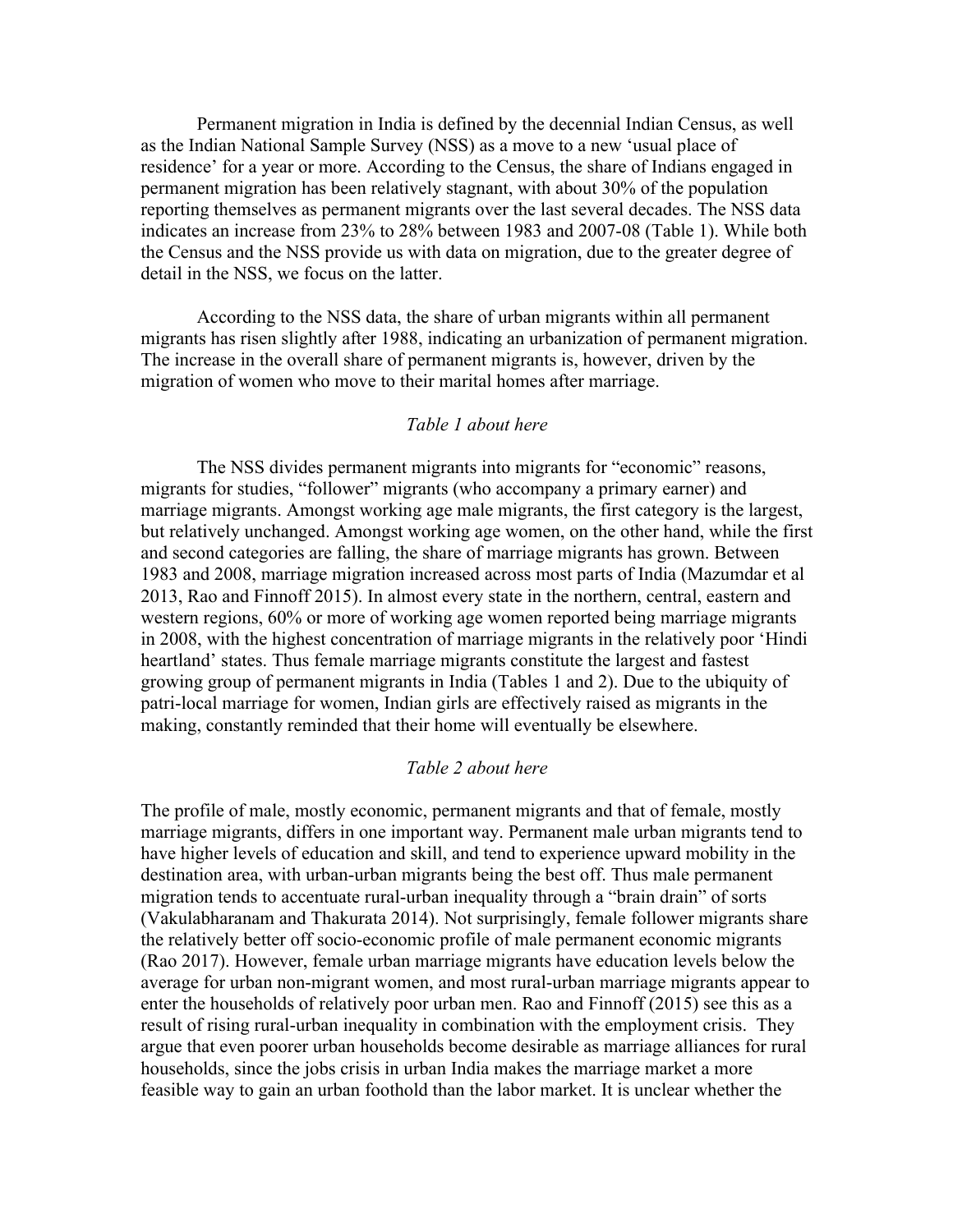Permanent migration in India is defined by the decennial Indian Census, as well as the Indian National Sample Survey (NSS) as a move to a new 'usual place of residence' for a year or more. According to the Census, the share of Indians engaged in permanent migration has been relatively stagnant, with about 30% of the population reporting themselves as permanent migrants over the last several decades. The NSS data indicates an increase from 23% to 28% between 1983 and 2007-08 (Table 1). While both the Census and the NSS provide us with data on migration, due to the greater degree of detail in the NSS, we focus on the latter.

According to the NSS data, the share of urban migrants within all permanent migrants has risen slightly after 1988, indicating an urbanization of permanent migration. The increase in the overall share of permanent migrants is, however, driven by the migration of women who move to their marital homes after marriage.

*Table 1 about here*

The NSS divides permanent migrants into migrants for "economic" reasons, migrants for studies, "follower" migrants (who accompany a primary earner) and marriage migrants. Amongst working age male migrants, the first category is the largest, but relatively unchanged. Amongst working age women, on the other hand, while the first and second categories are falling, the share of marriage migrants has grown. Between 1983 and 2008, marriage migration increased across most parts of India (Mazumdar et al 2013, Rao and Finnoff 2015). In almost every state in the northern, central, eastern and western regions, 60% or more of working age women reported being marriage migrants in 2008, with the highest concentration of marriage migrants in the relatively poor 'Hindi heartland' states. Thus female marriage migrants constitute the largest and fastest growing group of permanent migrants in India (Tables 1 and 2). Due to the ubiquity of patri-local marriage for women, Indian girls are effectively raised as migrants in the making, constantly reminded that their home will eventually be elsewhere.

*Table 2 about here*

The profile of male, mostly economic, permanent migrants and that of female, mostly marriage migrants, differs in one important way. Permanent male urban migrants tend to have higher levels of education and skill, and tend to experience upward mobility in the destination area, with urban-urban migrants being the best off. Thus male permanent migration tends to accentuate rural-urban inequality through a "brain drain" of sorts (Vakulabharanam and Thakurata 2014). Not surprisingly, female follower migrants share the relatively better off socio-economic profile of male permanent economic migrants (Rao 2017). However, female urban marriage migrants have education levels below the average for urban non-migrant women, and most rural-urban marriage migrants appear to enter the households of relatively poor urban men. Rao and Finnoff (2015) see this as a result of rising rural-urban inequality in combination with the employment crisis. They argue that even poorer urban households become desirable as marriage alliances for rural households, since the jobs crisis in urban India makes the marriage market a more feasible way to gain an urban foothold than the labor market. It is unclear whether the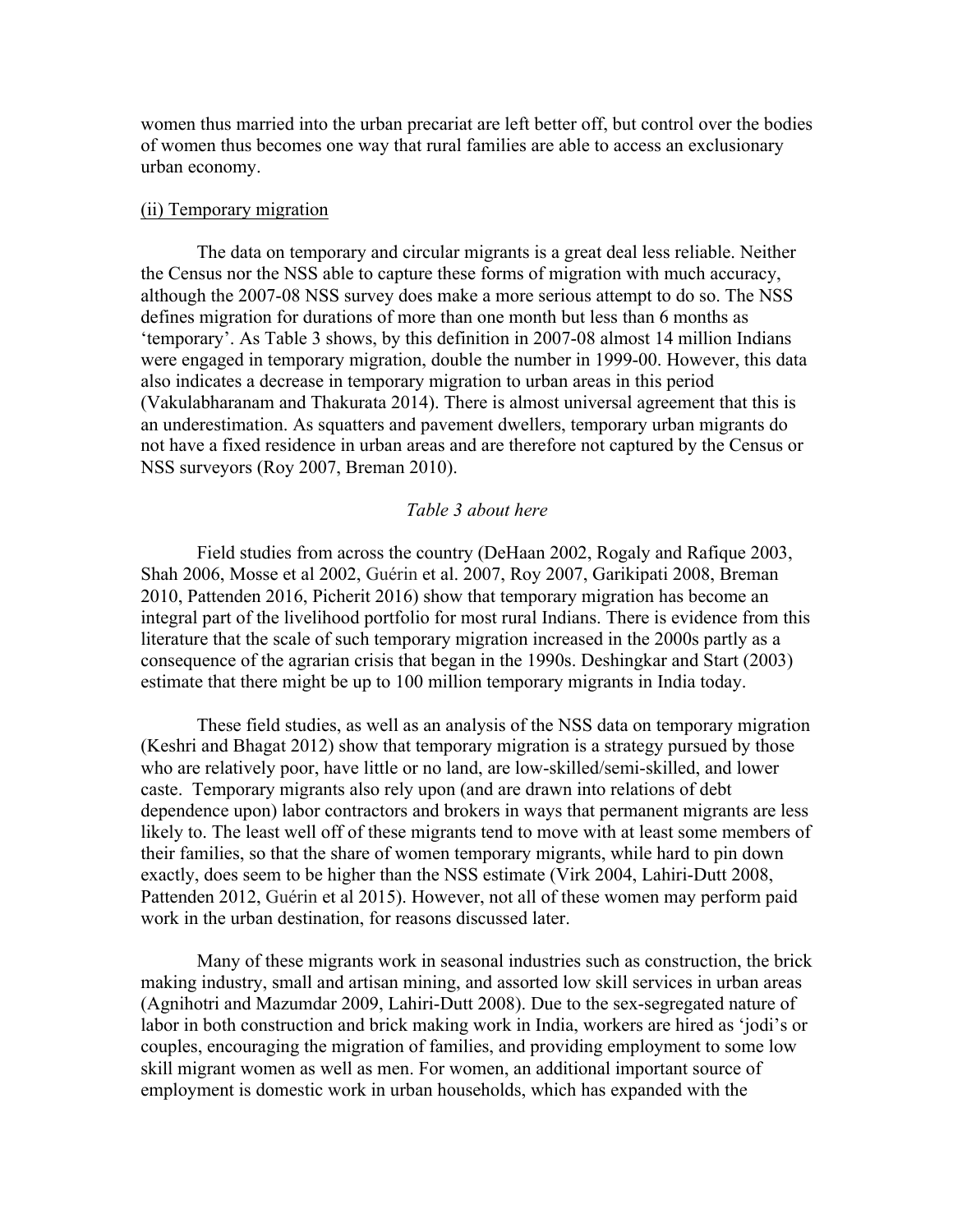women thus married into the urban precariat are left better off, but control over the bodies of women thus becomes one way that rural families are able to access an exclusionary urban economy.

(ii) Temporary migration

The data on temporary and circular migrants is a great deal less reliable. Neither the Census nor the NSS able to capture these forms of migration with much accuracy, although the 2007-08 NSS survey does make a more serious attempt to do so. The NSS defines migration for durations of more than one month but less than 6 months as 'temporary'. As Table 3 shows, by this definition in 2007-08 almost 14 million Indians were engaged in temporary migration, double the number in 1999-00. However, this data also indicates a decrease in temporary migration to urban areas in this period (Vakulabharanam and Thakurata 2014). There is almost universal agreement that this is an underestimation. As squatters and pavement dwellers, temporary urban migrants do not have a fixed residence in urban areas and are therefore not captured by the Census or NSS surveyors (Roy 2007, Breman 2010).

*Table 3 about here*

Field studies from across the country (DeHaan 2002, Rogaly and Rafique 2003, Shah 2006, Mosse et al 2002, Guérin et al. 2007, Roy 2007, Garikipati 2008, Breman 2010, Pattenden 2016, Picherit 2016) show that temporary migration has become an integral part of the livelihood portfolio for most rural Indians. There is evidence from this literature that the scale of such temporary migration increased in the 2000s partly as a consequence of the agrarian crisis that began in the 1990s. Deshingkar and Start (2003) estimate that there might be up to 100 million temporary migrants in India today.

These field studies, as well as an analysis of the NSS data on temporary migration (Keshri and Bhagat 2012) show that temporary migration is a strategy pursued by those who are relatively poor, have little or no land, are low-skilled/semi-skilled, and lower caste. Temporary migrants also rely upon (and are drawn into relations of debt dependence upon) labor contractors and brokers in ways that permanent migrants are less likely to. The least well off of these migrants tend to move with at least some members of their families, so that the share of women temporary migrants, while hard to pin down exactly, does seem to be higher than the NSS estimate (Virk 2004, Lahiri-Dutt 2008, Pattenden 2012, Guérin et al 2015). However, not all of these women may perform paid work in the urban destination, for reasons discussed later.

Many of these migrants work in seasonal industries such as construction, the brick making industry, small and artisan mining, and assorted low skill services in urban areas (Agnihotri and Mazumdar 2009, Lahiri-Dutt 2008). Due to the sex-segregated nature of labor in both construction and brick making work in India, workers are hired as 'jodi's or couples, encouraging the migration of families, and providing employment to some low skill migrant women as well as men. For women, an additional important source of employment is domestic work in urban households, which has expanded with the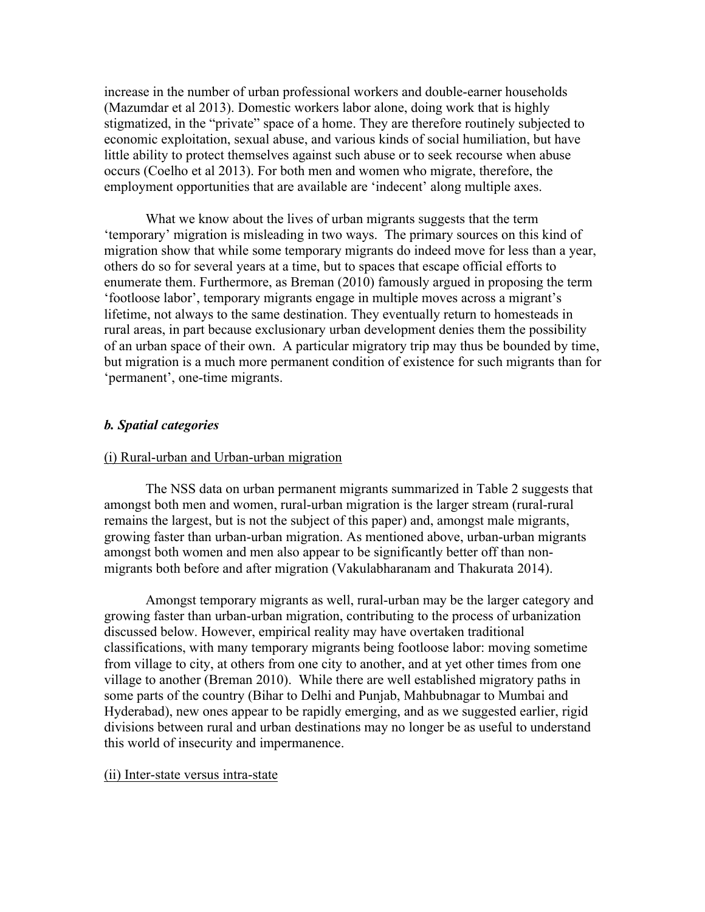increase in the number of urban professional workers and double-earner households (Mazumdar et al 2013). Domestic workers labor alone, doing work that is highly stigmatized, in the "private" space of a home. They are therefore routinely subjected to economic exploitation, sexual abuse, and various kinds of social humiliation, but have little ability to protect themselves against such abuse or to seek recourse when abuse occurs (Coelho et al 2013). For both men and women who migrate, therefore, the employment opportunities that are available are 'indecent' along multiple axes.

What we know about the lives of urban migrants suggests that the term 'temporary' migration is misleading in two ways. The primary sources on this kind of migration show that while some temporary migrants do indeed move for less than a year, others do so for several years at a time, but to spaces that escape official efforts to enumerate them. Furthermore, as Breman (2010) famously argued in proposing the term 'footloose labor', temporary migrants engage in multiple moves across a migrant's lifetime, not always to the same destination. They eventually return to homesteads in rural areas, in part because exclusionary urban development denies them the possibility of an urban space of their own. A particular migratory trip may thus be bounded by time, but migration is a much more permanent condition of existence for such migrants than for 'permanent', one-time migrants.

### *b. Spatial categories*

(i) Rural-urban and Urban-urban migration

The NSS data on urban permanent migrants summarized in Table 2 suggests that amongst both men and women, rural-urban migration is the larger stream (rural-rural remains the largest, but is not the subject of this paper) and, amongst male migrants, growing faster than urban-urban migration. As mentioned above, urban-urban migrants amongst both women and men also appear to be significantly better off than non-migrants both before and after migration (Vakulabharanam and Thakurata 2014).

Amongst temporary migrants as well, rural-urban may be the larger category and growing faster than urban-urban migration, contributing to the process of urbanization discussed below. However, empirical reality may have overtaken traditional classifications, with many temporary migrants being footloose labor: moving sometime from village to city, at others from one city to another, and at yet other times from one village to another (Breman 2010). While there are well established migratory paths in some parts of the country (Bihar to Delhi and Punjab, Mahbubnagar to Mumbai and Hyderabad), new ones appear to be rapidly emerging, and as we suggested earlier, rigid divisions between rural and urban destinations may no longer be as useful to understand this world of insecurity and impermanence.

(ii) Inter-state versus intra-state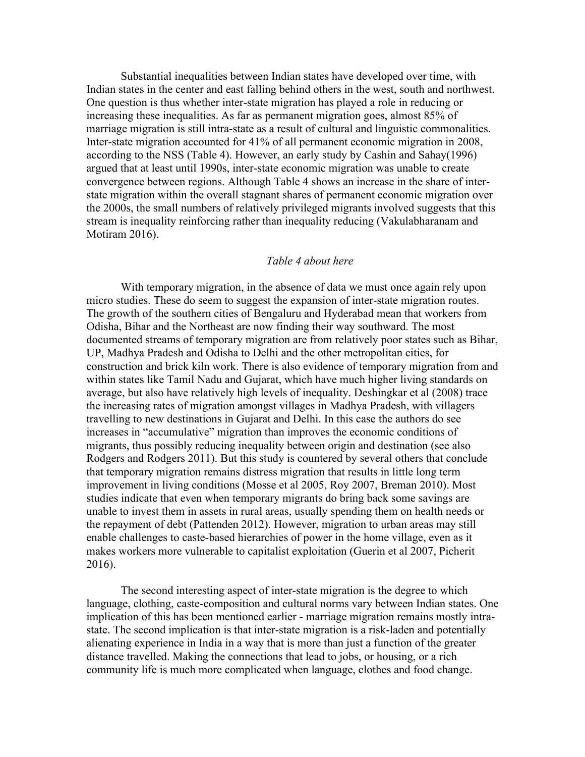Substantial inequalities between Indian states have developed over time, with Indian states in the center and east falling behind others in the west, south and northwest. One question is thus whether inter-state migration has played a role in reducing or increasing these inequalities. As far as permanent migration goes, almost 85% of marriage migration is still intra-state as a result of cultural and linguistic commonalities. Inter-state migration accounted for 41% of all permanent economic migration in 2008, according to the NSS (Table 4). However, an early study by Cashin and Sahay(1996) argued that at least until 1990s, inter-state economic migration was unable to create convergence between regions. Although Table 4 shows an increase in the share of inter-state migration within the overall stagnant shares of permanent economic migration over the 2000s, the small numbers of relatively privileged migrants involved suggests that this stream is inequality reinforcing rather than inequality reducing (Vakulabharanam and Motiram 2016).

*Table 4 about here*

With temporary migration, in the absence of data we must once again rely upon micro studies. These do seem to suggest the expansion of inter-state migration routes. The growth of the southern cities of Bengaluru and Hyderabad mean that workers from Odisha, Bihar and the Northeast are now finding their way southward. The most documented streams of temporary migration are from relatively poor states such as Bihar, UP, Madhya Pradesh and Odisha to Delhi and the other metropolitan cities, for construction and brick kiln work. There is also evidence of temporary migration from and within states like Tamil Nadu and Gujarat, which have much higher living standards on average, but also have relatively high levels of inequality. Deshingkar et al (2008) trace the increasing rates of migration amongst villages in Madhya Pradesh, with villagers travelling to new destinations in Gujarat and Delhi. In this case the authors do see increases in "accumulative" migration than improves the economic conditions of migrants, thus possibly reducing inequality between origin and destination (see also Rodgers and Rodgers 2011). But this study is countered by several others that conclude that temporary migration remains distress migration that results in little long term improvement in living conditions (Mosse et al 2005, Roy 2007, Breman 2010). Most studies indicate that even when temporary migrants do bring back some savings are unable to invest them in assets in rural areas, usually spending them on health needs or the repayment of debt (Pattenden 2012). However, migration to urban areas may still enable challenges to caste-based hierarchies of power in the home village, even as it makes workers more vulnerable to capitalist exploitation (Guerin et al 2007, Picherit 2016).

The second interesting aspect of inter-state migration is the degree to which language, clothing, caste-composition and cultural norms vary between Indian states. One implication of this has been mentioned earlier - marriage migration remains mostly intra-state. The second implication is that inter-state migration is a risk-laden and potentially alienating experience in India in a way that is more than just a function of the greater distance travelled. Making the connections that lead to jobs, or housing, or a rich community life is much more complicated when language, clothes and food change.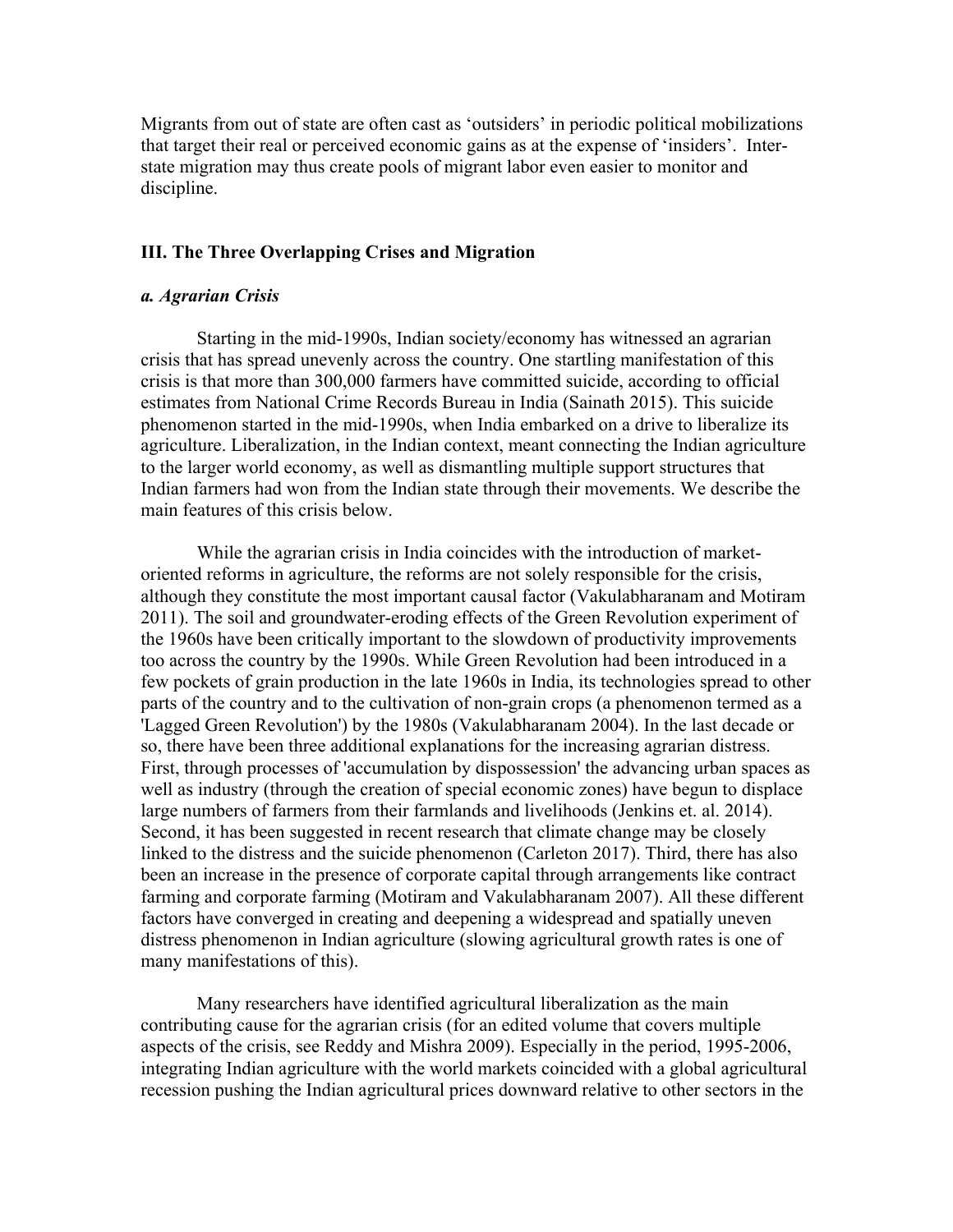Migrants from out of state are often cast as 'outsiders' in periodic political mobilizations that target their real or perceived economic gains as at the expense of 'insiders'. Inter-state migration may thus create pools of migrant labor even easier to monitor and discipline.

## III. The Three Overlapping Crises and Migration

### *a. Agrarian Crisis*

Starting in the mid-1990s, Indian society/economy has witnessed an agrarian crisis that has spread unevenly across the country. One startling manifestation of this crisis is that more than 300,000 farmers have committed suicide, according to official estimates from National Crime Records Bureau in India (Sainath 2015). This suicide phenomenon started in the mid-1990s, when India embarked on a drive to liberalize its agriculture. Liberalization, in the Indian context, meant connecting the Indian agriculture to the larger world economy, as well as dismantling multiple support structures that Indian farmers had won from the Indian state through their movements. We describe the main features of this crisis below.

While the agrarian crisis in India coincides with the introduction of market-oriented reforms in agriculture, the reforms are not solely responsible for the crisis, although they constitute the most important causal factor (Vakulabharanam and Motiram 2011). The soil and groundwater-eroding effects of the Green Revolution experiment of the 1960s have been critically important to the slowdown of productivity improvements too across the country by the 1990s. While Green Revolution had been introduced in a few pockets of grain production in the late 1960s in India, its technologies spread to other parts of the country and to the cultivation of non-grain crops (a phenomenon termed as a 'Lagged Green Revolution') by the 1980s (Vakulabharanam 2004). In the last decade or so, there have been three additional explanations for the increasing agrarian distress. First, through processes of 'accumulation by dispossession' the advancing urban spaces as well as industry (through the creation of special economic zones) have begun to displace large numbers of farmers from their farmlands and livelihoods (Jenkins et. al. 2014). Second, it has been suggested in recent research that climate change may be closely linked to the distress and the suicide phenomenon (Carleton 2017). Third, there has also been an increase in the presence of corporate capital through arrangements like contract farming and corporate farming (Motiram and Vakulabharanam 2007). All these different factors have converged in creating and deepening a widespread and spatially uneven distress phenomenon in Indian agriculture (slowing agricultural growth rates is one of many manifestations of this).

Many researchers have identified agricultural liberalization as the main contributing cause for the agrarian crisis (for an edited volume that covers multiple aspects of the crisis, see Reddy and Mishra 2009). Especially in the period, 1995-2006, integrating Indian agriculture with the world markets coincided with a global agricultural recession pushing the Indian agricultural prices downward relative to other sectors in the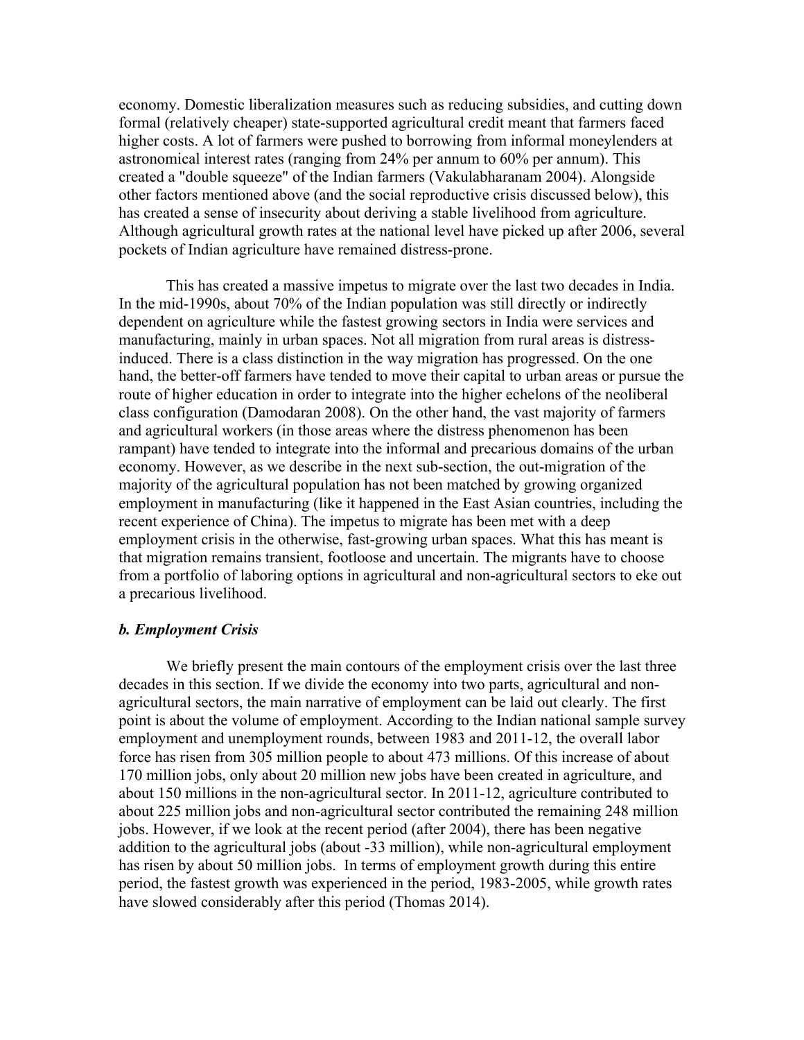economy. Domestic liberalization measures such as reducing subsidies, and cutting down formal (relatively cheaper) state-supported agricultural credit meant that farmers faced higher costs. A lot of farmers were pushed to borrowing from informal moneylenders at astronomical interest rates (ranging from 24% per annum to 60% per annum). This created a "double squeeze" of the Indian farmers (Vakulabharanam 2004). Alongside other factors mentioned above (and the social reproductive crisis discussed below), this has created a sense of insecurity about deriving a stable livelihood from agriculture. Although agricultural growth rates at the national level have picked up after 2006, several pockets of Indian agriculture have remained distress-prone.

This has created a massive impetus to migrate over the last two decades in India. In the mid-1990s, about 70% of the Indian population was still directly or indirectly dependent on agriculture while the fastest growing sectors in India were services and manufacturing, mainly in urban spaces. Not all migration from rural areas is distress-induced. There is a class distinction in the way migration has progressed. On the one hand, the better-off farmers have tended to move their capital to urban areas or pursue the route of higher education in order to integrate into the higher echelons of the neoliberal class configuration (Damodaran 2008). On the other hand, the vast majority of farmers and agricultural workers (in those areas where the distress phenomenon has been rampant) have tended to integrate into the informal and precarious domains of the urban economy. However, as we describe in the next sub-section, the out-migration of the majority of the agricultural population has not been matched by growing organized employment in manufacturing (like it happened in the East Asian countries, including the recent experience of China). The impetus to migrate has been met with a deep employment crisis in the otherwise, fast-growing urban spaces. What this has meant is that migration remains transient, footloose and uncertain. The migrants have to choose from a portfolio of laboring options in agricultural and non-agricultural sectors to eke out a precarious livelihood.

### *b. Employment Crisis*

We briefly present the main contours of the employment crisis over the last three decades in this section. If we divide the economy into two parts, agricultural and non-agricultural sectors, the main narrative of employment can be laid out clearly. The first point is about the volume of employment. According to the Indian national sample survey employment and unemployment rounds, between 1983 and 2011-12, the overall labor force has risen from 305 million people to about 473 millions. Of this increase of about 170 million jobs, only about 20 million new jobs have been created in agriculture, and about 150 millions in the non-agricultural sector. In 2011-12, agriculture contributed to about 225 million jobs and non-agricultural sector contributed the remaining 248 million jobs. However, if we look at the recent period (after 2004), there has been negative addition to the agricultural jobs (about -33 million), while non-agricultural employment has risen by about 50 million jobs. In terms of employment growth during this entire period, the fastest growth was experienced in the period, 1983-2005, while growth rates have slowed considerably after this period (Thomas 2014).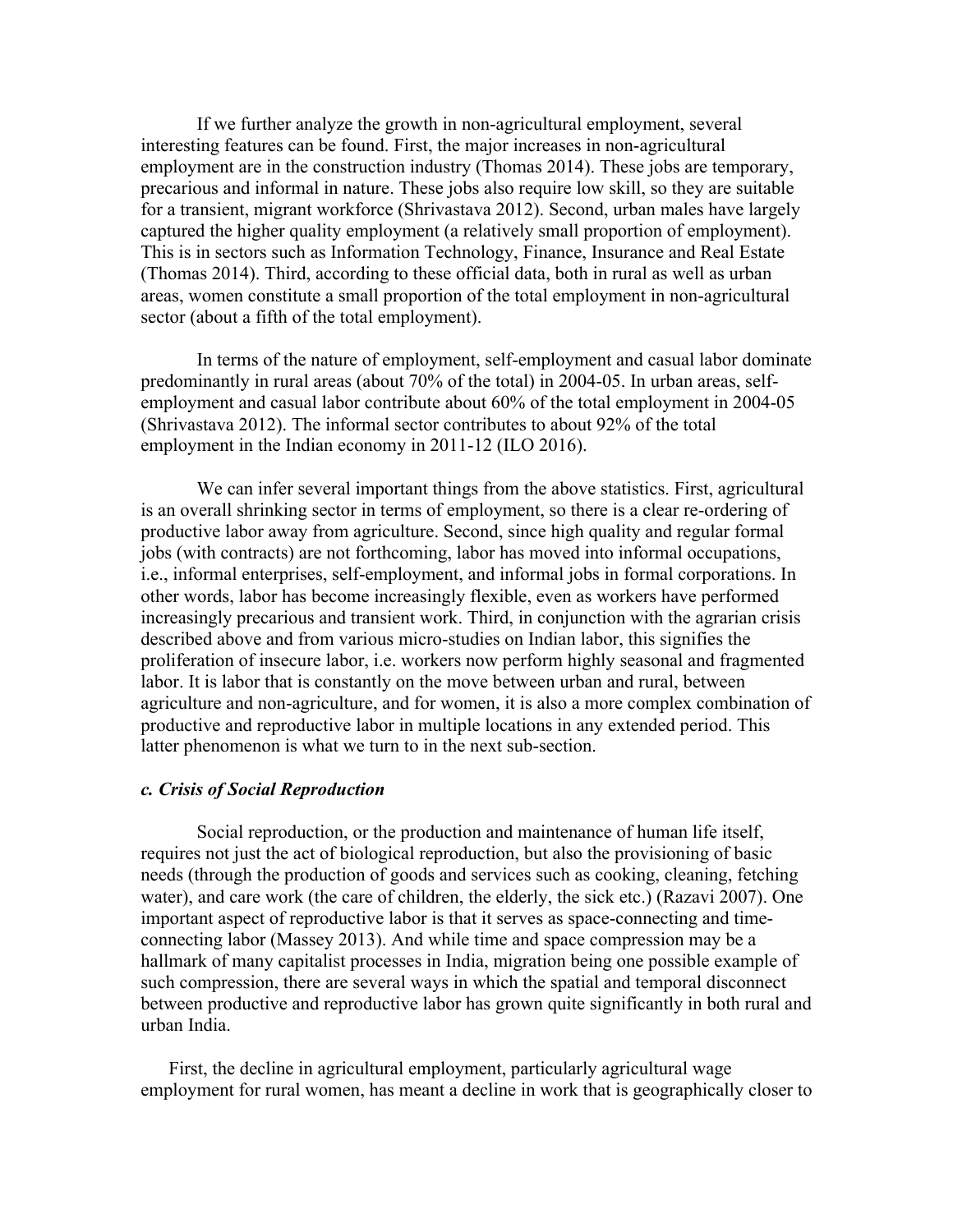If we further analyze the growth in non-agricultural employment, several interesting features can be found. First, the major increases in non-agricultural employment are in the construction industry (Thomas 2014). These jobs are temporary, precarious and informal in nature. These jobs also require low skill, so they are suitable for a transient, migrant workforce (Shrivastava 2012). Second, urban males have largely captured the higher quality employment (a relatively small proportion of employment). This is in sectors such as Information Technology, Finance, Insurance and Real Estate (Thomas 2014). Third, according to these official data, both in rural as well as urban areas, women constitute a small proportion of the total employment in non-agricultural sector (about a fifth of the total employment).

In terms of the nature of employment, self-employment and casual labor dominate predominantly in rural areas (about 70% of the total) in 2004-05. In urban areas, self-employment and casual labor contribute about 60% of the total employment in 2004-05 (Shrivastava 2012). The informal sector contributes to about 92% of the total employment in the Indian economy in 2011-12 (ILO 2016).

We can infer several important things from the above statistics. First, agricultural is an overall shrinking sector in terms of employment, so there is a clear re-ordering of productive labor away from agriculture. Second, since high quality and regular formal jobs (with contracts) are not forthcoming, labor has moved into informal occupations, i.e., informal enterprises, self-employment, and informal jobs in formal corporations. In other words, labor has become increasingly flexible, even as workers have performed increasingly precarious and transient work. Third, in conjunction with the agrarian crisis described above and from various micro-studies on Indian labor, this signifies the proliferation of insecure labor, i.e. workers now perform highly seasonal and fragmented labor. It is labor that is constantly on the move between urban and rural, between agriculture and non-agriculture, and for women, it is also a more complex combination of productive and reproductive labor in multiple locations in any extended period. This latter phenomenon is what we turn to in the next sub-section.

### *c. Crisis of Social Reproduction*

Social reproduction, or the production and maintenance of human life itself, requires not just the act of biological reproduction, but also the provisioning of basic needs (through the production of goods and services such as cooking, cleaning, fetching water), and care work (the care of children, the elderly, the sick etc.) (Razavi 2007). One important aspect of reproductive labor is that it serves as space-connecting and time-connecting labor (Massey 2013). And while time and space compression may be a hallmark of many capitalist processes in India, migration being one possible example of such compression, there are several ways in which the spatial and temporal disconnect between productive and reproductive labor has grown quite significantly in both rural and urban India.

First, the decline in agricultural employment, particularly agricultural wage employment for rural women, has meant a decline in work that is geographically closer to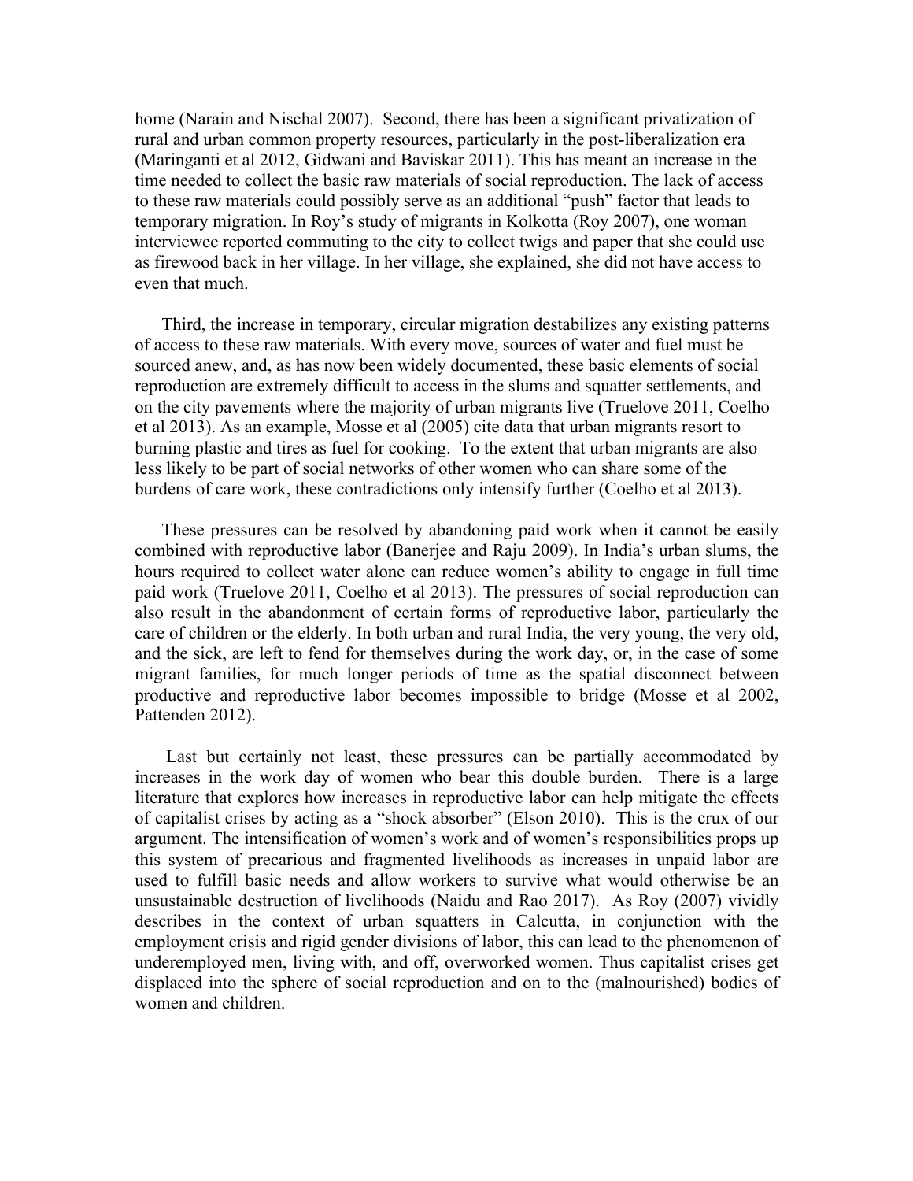home (Narain and Nischal 2007). Second, there has been a significant privatization of rural and urban common property resources, particularly in the post-liberalization era (Maringanti et al 2012, Gidwani and Baviskar 2011). This has meant an increase in the time needed to collect the basic raw materials of social reproduction. The lack of access to these raw materials could possibly serve as an additional "push" factor that leads to temporary migration. In Roy's study of migrants in Kolkotta (Roy 2007), one woman interviewee reported commuting to the city to collect twigs and paper that she could use as firewood back in her village. In her village, she explained, she did not have access to even that much.

Third, the increase in temporary, circular migration destabilizes any existing patterns of access to these raw materials. With every move, sources of water and fuel must be sourced anew, and, as has now been widely documented, these basic elements of social reproduction are extremely difficult to access in the slums and squatter settlements, and on the city pavements where the majority of urban migrants live (Truelove 2011, Coelho et al 2013). As an example, Mosse et al (2005) cite data that urban migrants resort to burning plastic and tires as fuel for cooking. To the extent that urban migrants are also less likely to be part of social networks of other women who can share some of the burdens of care work, these contradictions only intensify further (Coelho et al 2013).

These pressures can be resolved by abandoning paid work when it cannot be easily combined with reproductive labor (Banerjee and Raju 2009). In India's urban slums, the hours required to collect water alone can reduce women's ability to engage in full time paid work (Truelove 2011, Coelho et al 2013). The pressures of social reproduction can also result in the abandonment of certain forms of reproductive labor, particularly the care of children or the elderly. In both urban and rural India, the very young, the very old, and the sick, are left to fend for themselves during the work day, or, in the case of some migrant families, for much longer periods of time as the spatial disconnect between productive and reproductive labor becomes impossible to bridge (Mosse et al 2002, Pattenden 2012).

Last but certainly not least, these pressures can be partially accommodated by increases in the work day of women who bear this double burden. There is a large literature that explores how increases in reproductive labor can help mitigate the effects of capitalist crises by acting as a "shock absorber" (Elson 2010). This is the crux of our argument. The intensification of women's work and of women's responsibilities props up this system of precarious and fragmented livelihoods as increases in unpaid labor are used to fulfill basic needs and allow workers to survive what would otherwise be an unsustainable destruction of livelihoods (Naidu and Rao 2017). As Roy (2007) vividly describes in the context of urban squatters in Calcutta, in conjunction with the employment crisis and rigid gender divisions of labor, this can lead to the phenomenon of underemployed men, living with, and off, overworked women. Thus capitalist crises get displaced into the sphere of social reproduction and on to the (malnourished) bodies of women and children.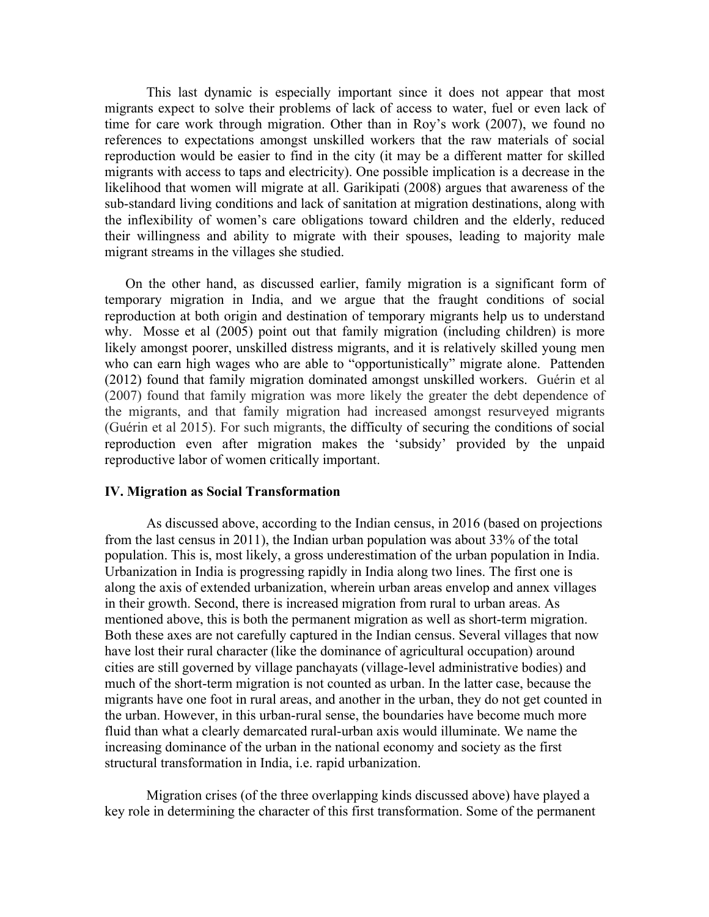This last dynamic is especially important since it does not appear that most migrants expect to solve their problems of lack of access to water, fuel or even lack of time for care work through migration. Other than in Roy's work (2007), we found no references to expectations amongst unskilled workers that the raw materials of social reproduction would be easier to find in the city (it may be a different matter for skilled migrants with access to taps and electricity). One possible implication is a decrease in the likelihood that women will migrate at all. Garikipati (2008) argues that awareness of the sub-standard living conditions and lack of sanitation at migration destinations, along with the inflexibility of women's care obligations toward children and the elderly, reduced their willingness and ability to migrate with their spouses, leading to majority male migrant streams in the villages she studied.

On the other hand, as discussed earlier, family migration is a significant form of temporary migration in India, and we argue that the fraught conditions of social reproduction at both origin and destination of temporary migrants help us to understand why. Mosse et al (2005) point out that family migration (including children) is more likely amongst poorer, unskilled distress migrants, and it is relatively skilled young men who can earn high wages who are able to "opportunistically" migrate alone. Pattenden (2012) found that family migration dominated amongst unskilled workers. Guérin et al (2007) found that family migration was more likely the greater the debt dependence of the migrants, and that family migration had increased amongst resurveyed migrants (Guérin et al 2015). For such migrants, the difficulty of securing the conditions of social reproduction even after migration makes the 'subsidy' provided by the unpaid reproductive labor of women critically important.

## IV. Migration as Social Transformation

As discussed above, according to the Indian census, in 2016 (based on projections from the last census in 2011), the Indian urban population was about 33% of the total population. This is, most likely, a gross underestimation of the urban population in India. Urbanization in India is progressing rapidly in India along two lines. The first one is along the axis of extended urbanization, wherein urban areas envelop and annex villages in their growth. Second, there is increased migration from rural to urban areas. As mentioned above, this is both the permanent migration as well as short-term migration. Both these axes are not carefully captured in the Indian census. Several villages that now have lost their rural character (like the dominance of agricultural occupation) around cities are still governed by village panchayats (village-level administrative bodies) and much of the short-term migration is not counted as urban. In the latter case, because the migrants have one foot in rural areas, and another in the urban, they do not get counted in the urban. However, in this urban-rural sense, the boundaries have become much more fluid than what a clearly demarcated rural-urban axis would illuminate. We name the increasing dominance of the urban in the national economy and society as the first structural transformation in India, i.e. rapid urbanization.

Migration crises (of the three overlapping kinds discussed above) have played a key role in determining the character of this first transformation. Some of the permanent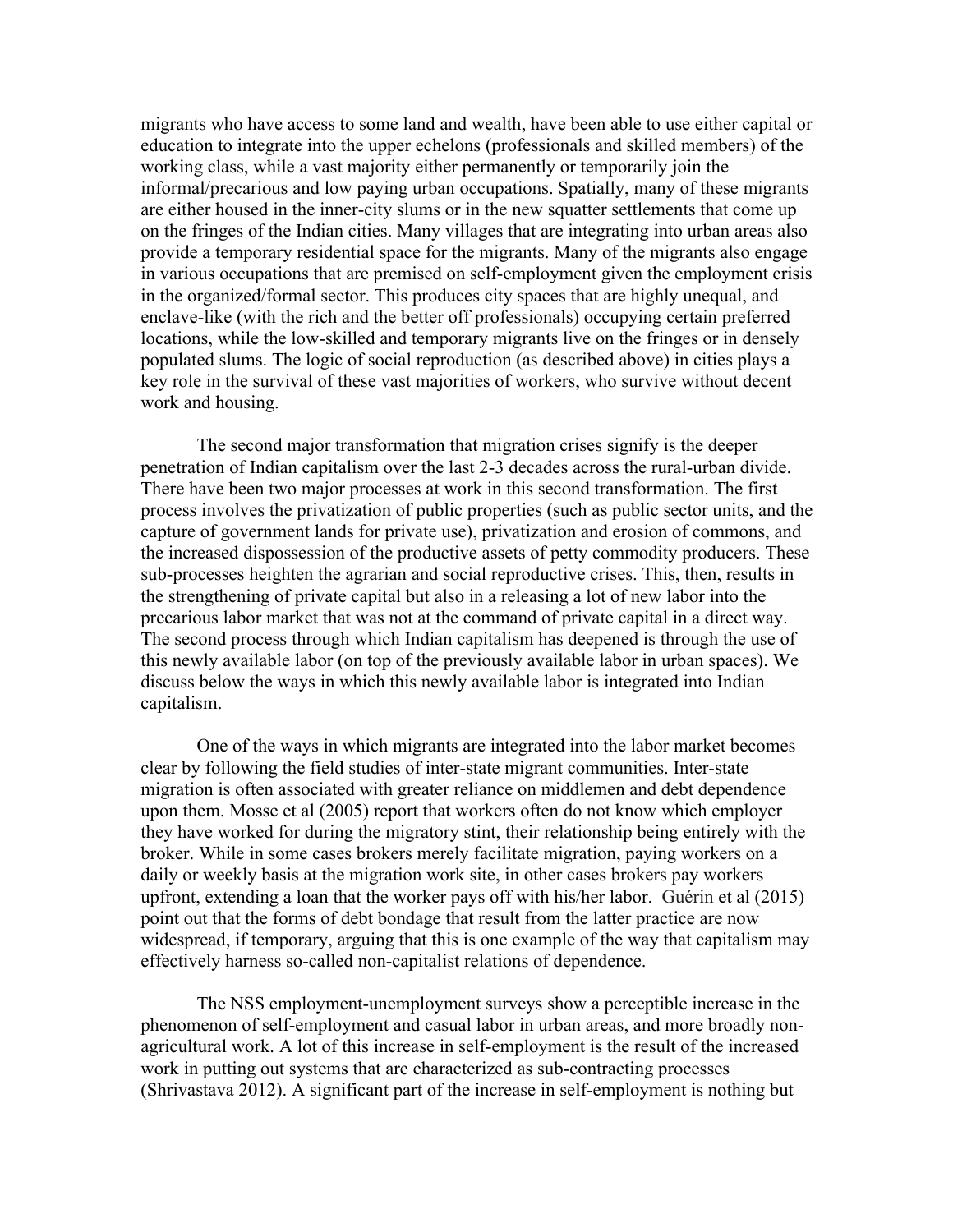migrants who have access to some land and wealth, have been able to use either capital or education to integrate into the upper echelons (professionals and skilled members) of the working class, while a vast majority either permanently or temporarily join the informal/precarious and low paying urban occupations. Spatially, many of these migrants are either housed in the inner-city slums or in the new squatter settlements that come up on the fringes of the Indian cities. Many villages that are integrating into urban areas also provide a temporary residential space for the migrants. Many of the migrants also engage in various occupations that are premised on self-employment given the employment crisis in the organized/formal sector. This produces city spaces that are highly unequal, and enclave-like (with the rich and the better off professionals) occupying certain preferred locations, while the low-skilled and temporary migrants live on the fringes or in densely populated slums. The logic of social reproduction (as described above) in cities plays a key role in the survival of these vast majorities of workers, who survive without decent work and housing.

The second major transformation that migration crises signify is the deeper penetration of Indian capitalism over the last 2-3 decades across the rural-urban divide. There have been two major processes at work in this second transformation. The first process involves the privatization of public properties (such as public sector units, and the capture of government lands for private use), privatization and erosion of commons, and the increased dispossession of the productive assets of petty commodity producers. These sub-processes heighten the agrarian and social reproductive crises. This, then, results in the strengthening of private capital but also in a releasing a lot of new labor into the precarious labor market that was not at the command of private capital in a direct way. The second process through which Indian capitalism has deepened is through the use of this newly available labor (on top of the previously available labor in urban spaces). We discuss below the ways in which this newly available labor is integrated into Indian capitalism.

One of the ways in which migrants are integrated into the labor market becomes clear by following the field studies of inter-state migrant communities. Inter-state migration is often associated with greater reliance on middlemen and debt dependence upon them. Mosse et al (2005) report that workers often do not know which employer they have worked for during the migratory stint, their relationship being entirely with the broker. While in some cases brokers merely facilitate migration, paying workers on a daily or weekly basis at the migration work site, in other cases brokers pay workers upfront, extending a loan that the worker pays off with his/her labor. Guérin et al (2015) point out that the forms of debt bondage that result from the latter practice are now widespread, if temporary, arguing that this is one example of the way that capitalism may effectively harness so-called non-capitalist relations of dependence.

The NSS employment-unemployment surveys show a perceptible increase in the phenomenon of self-employment and casual labor in urban areas, and more broadly non-agricultural work. A lot of this increase in self-employment is the result of the increased work in putting out systems that are characterized as sub-contracting processes (Shrivastava 2012). A significant part of the increase in self-employment is nothing but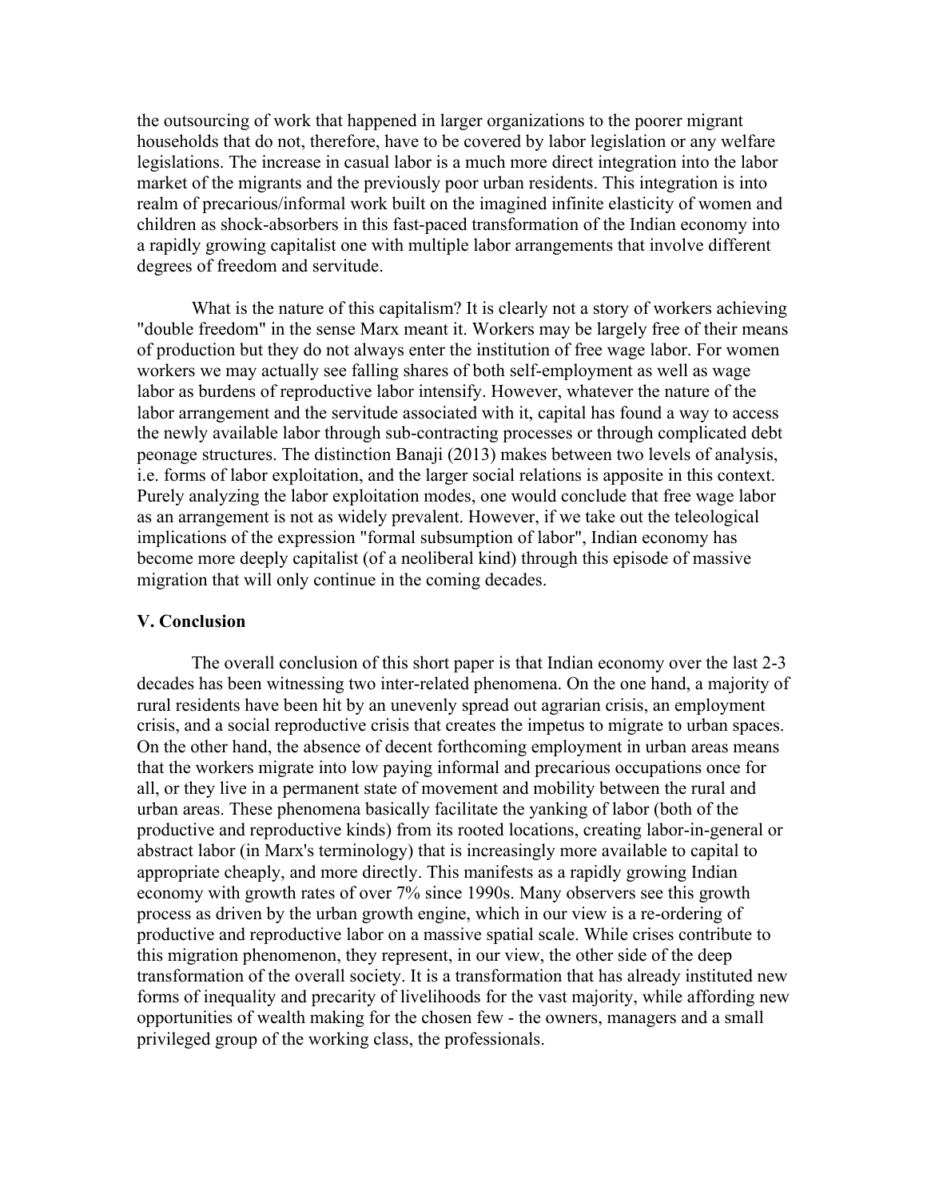the outsourcing of work that happened in larger organizations to the poorer migrant households that do not, therefore, have to be covered by labor legislation or any welfare legislations. The increase in casual labor is a much more direct integration into the labor market of the migrants and the previously poor urban residents. This integration is into realm of precarious/informal work built on the imagined infinite elasticity of women and children as shock-absorbers in this fast-paced transformation of the Indian economy into a rapidly growing capitalist one with multiple labor arrangements that involve different degrees of freedom and servitude.

What is the nature of this capitalism? It is clearly not a story of workers achieving "double freedom" in the sense Marx meant it. Workers may be largely free of their means of production but they do not always enter the institution of free wage labor. For women workers we may actually see falling shares of both self-employment as well as wage labor as burdens of reproductive labor intensify. However, whatever the nature of the labor arrangement and the servitude associated with it, capital has found a way to access the newly available labor through sub-contracting processes or through complicated debt peonage structures. The distinction Banaji (2013) makes between two levels of analysis, i.e. forms of labor exploitation, and the larger social relations is apposite in this context. Purely analyzing the labor exploitation modes, one would conclude that free wage labor as an arrangement is not as widely prevalent. However, if we take out the teleological implications of the expression "formal subsumption of labor", Indian economy has become more deeply capitalist (of a neoliberal kind) through this episode of massive migration that will only continue in the coming decades.

## V. Conclusion

The overall conclusion of this short paper is that Indian economy over the last 2-3 decades has been witnessing two inter-related phenomena. On the one hand, a majority of rural residents have been hit by an unevenly spread out agrarian crisis, an employment crisis, and a social reproductive crisis that creates the impetus to migrate to urban spaces. On the other hand, the absence of decent forthcoming employment in urban areas means that the workers migrate into low paying informal and precarious occupations once for all, or they live in a permanent state of movement and mobility between the rural and urban areas. These phenomena basically facilitate the yanking of labor (both of the productive and reproductive kinds) from its rooted locations, creating labor-in-general or abstract labor (in Marx's terminology) that is increasingly more available to capital to appropriate cheaply, and more directly. This manifests as a rapidly growing Indian economy with growth rates of over 7% since 1990s. Many observers see this growth process as driven by the urban growth engine, which in our view is a re-ordering of productive and reproductive labor on a massive spatial scale. While crises contribute to this migration phenomenon, they represent, in our view, the other side of the deep transformation of the overall society. It is a transformation that has already instituted new forms of inequality and precarity of livelihoods for the vast majority, while affording new opportunities of wealth making for the chosen few - the owners, managers and a small privileged group of the working class, the professionals.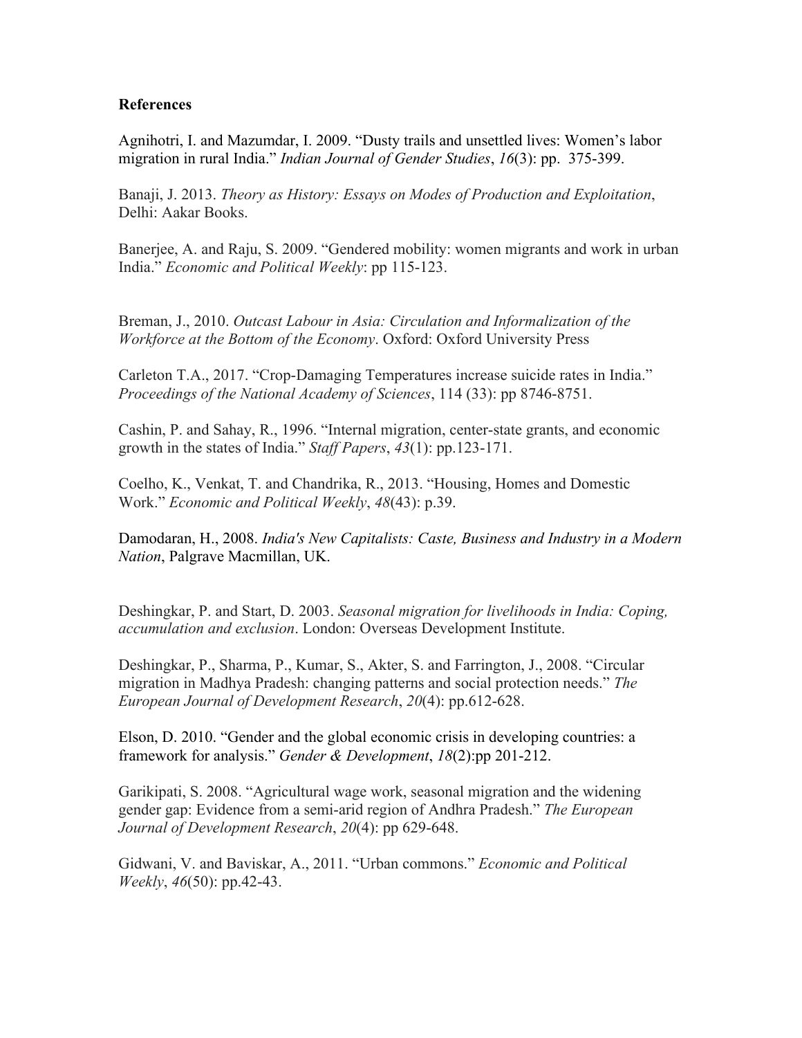**References**

Agnihotri, I. and Mazumdar, I. 2009. "Dusty trails and unsettled lives: Women's labor migration in rural India." *Indian Journal of Gender Studies*, *16*(3): pp. 375-399.

Banaji, J. 2013. *Theory as History: Essays on Modes of Production and Exploitation*, Delhi: Aakar Books.

Banerjee, A. and Raju, S. 2009. "Gendered mobility: women migrants and work in urban India." *Economic and Political Weekly*: pp 115-123.

Breman, J., 2010. *Outcast Labour in Asia: Circulation and Informalization of the Workforce at the Bottom of the Economy*. Oxford: Oxford University Press

Carleton T.A., 2017. "Crop-Damaging Temperatures increase suicide rates in India." *Proceedings of the National Academy of Sciences*, 114 (33): pp 8746-8751.

Cashin, P. and Sahay, R., 1996. "Internal migration, center-state grants, and economic growth in the states of India." *Staff Papers*, *43*(1): pp.123-171.

Coelho, K., Venkat, T. and Chandrika, R., 2013. "Housing, Homes and Domestic Work." *Economic and Political Weekly*, *48*(43): p.39.

Damodaran, H., 2008. *India's New Capitalists: Caste, Business and Industry in a Modern Nation*, Palgrave Macmillan, UK.

Deshingkar, P. and Start, D. 2003. *Seasonal migration for livelihoods in India: Coping, accumulation and exclusion*. London: Overseas Development Institute.

Deshingkar, P., Sharma, P., Kumar, S., Akter, S. and Farrington, J., 2008. "Circular migration in Madhya Pradesh: changing patterns and social protection needs." *The European Journal of Development Research*, *20*(4): pp.612-628.

Elson, D. 2010. "Gender and the global economic crisis in developing countries: a framework for analysis." *Gender & Development*, *18*(2):pp 201-212.

Garikipati, S. 2008. "Agricultural wage work, seasonal migration and the widening gender gap: Evidence from a semi-arid region of Andhra Pradesh." *The European Journal of Development Research*, *20*(4): pp 629-648.

Gidwani, V. and Baviskar, A., 2011. "Urban commons." *Economic and Political Weekly*, *46*(50): pp.42-43.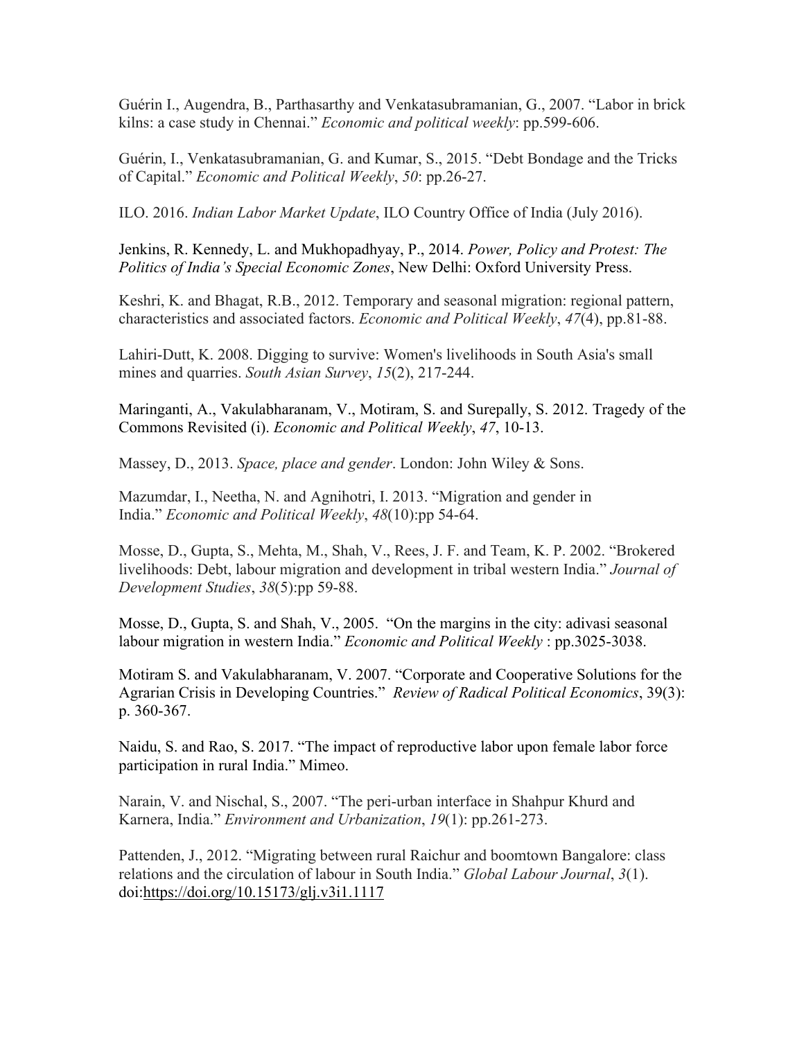Guérin I., Augendra, B., Parthasarthy and Venkatasubramanian, G., 2007. "Labor in brick kilns: a case study in Chennai." *Economic and political weekly*: pp.599-606.

Guérin, I., Venkatasubramanian, G. and Kumar, S., 2015. "Debt Bondage and the Tricks of Capital." *Economic and Political Weekly*, *50*: pp.26-27.

ILO. 2016. *Indian Labor Market Update*, ILO Country Office of India (July 2016).

Jenkins, R. Kennedy, L. and Mukhopadhyay, P., 2014. *Power, Policy and Protest: The Politics of India's Special Economic Zones*, New Delhi: Oxford University Press.

Keshri, K. and Bhagat, R.B., 2012. Temporary and seasonal migration: regional pattern, characteristics and associated factors. *Economic and Political Weekly*, *47*(4), pp.81-88.

Lahiri-Dutt, K. 2008. Digging to survive: Women's livelihoods in South Asia's small mines and quarries. *South Asian Survey*, *15*(2), 217-244.

Maringanti, A., Vakulabharanam, V., Motiram, S. and Surepally, S. 2012. Tragedy of the Commons Revisited (i). *Economic and Political Weekly*, *47*, 10-13.

Massey, D., 2013. *Space, place and gender*. London: John Wiley & Sons.

Mazumdar, I., Neetha, N. and Agnihotri, I. 2013. "Migration and gender in India." *Economic and Political Weekly*, *48*(10):pp 54-64.

Mosse, D., Gupta, S., Mehta, M., Shah, V., Rees, J. F. and Team, K. P. 2002. "Brokered livelihoods: Debt, labour migration and development in tribal western India." *Journal of Development Studies*, *38*(5):pp 59-88.

Mosse, D., Gupta, S. and Shah, V., 2005. "On the margins in the city: adivasi seasonal labour migration in western India." *Economic and Political Weekly* : pp.3025-3038.

Motiram S. and Vakulabharanam, V. 2007. "Corporate and Cooperative Solutions for the Agrarian Crisis in Developing Countries." *Review of Radical Political Economics*, 39(3): p. 360-367.

Naidu, S. and Rao, S. 2017. "The impact of reproductive labor upon female labor force participation in rural India." Mimeo.

Narain, V. and Nischal, S., 2007. "The peri-urban interface in Shahpur Khurd and Karnera, India." *Environment and Urbanization*, *19*(1): pp.261-273.

Pattenden, J., 2012. "Migrating between rural Raichur and boomtown Bangalore: class relations and the circulation of labour in South India." *Global Labour Journal*, *3*(1). doi:https://doi.org/10.15173/glj.v3i1.1117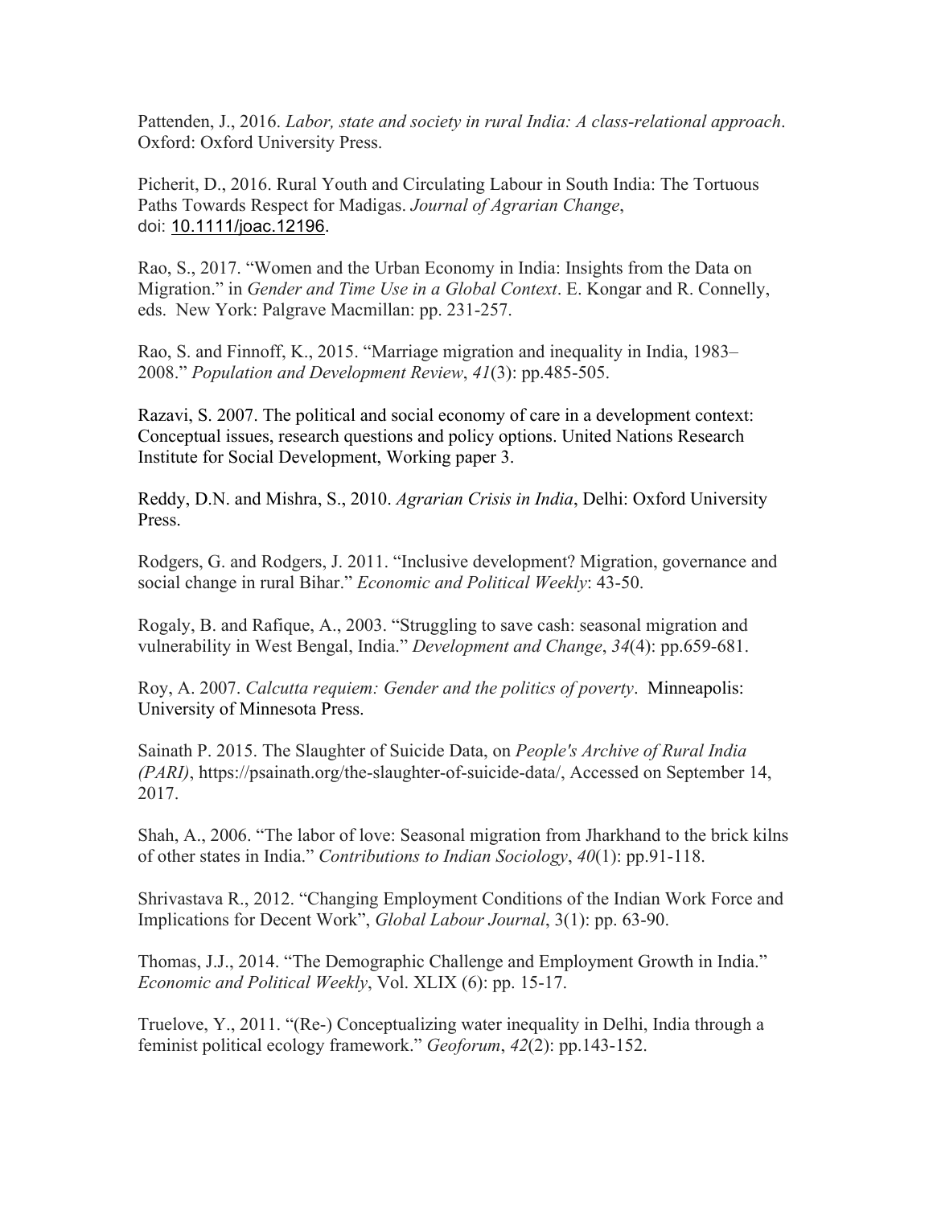Pattenden, J., 2016. *Labor, state and society in rural India: A class-relational approach*. Oxford: Oxford University Press.

Picherit, D., 2016. Rural Youth and Circulating Labour in South India: The Tortuous Paths Towards Respect for Madigas. *Journal of Agrarian Change*, doi: 10.1111/joac.12196.

Rao, S., 2017. "Women and the Urban Economy in India: Insights from the Data on Migration." in *Gender and Time Use in a Global Context*. E. Kongar and R. Connelly, eds. New York: Palgrave Macmillan: pp. 231-257.

Rao, S. and Finnoff, K., 2015. "Marriage migration and inequality in India, 1983–2008." *Population and Development Review*, *41*(3): pp.485-505.

Razavi, S. 2007. The political and social economy of care in a development context: Conceptual issues, research questions and policy options. United Nations Research Institute for Social Development, Working paper 3.

Reddy, D.N. and Mishra, S., 2010. *Agrarian Crisis in India*, Delhi: Oxford University Press.

Rodgers, G. and Rodgers, J. 2011. "Inclusive development? Migration, governance and social change in rural Bihar." *Economic and Political Weekly*: 43-50.

Rogaly, B. and Rafique, A., 2003. "Struggling to save cash: seasonal migration and vulnerability in West Bengal, India." *Development and Change*, *34*(4): pp.659-681.

Roy, A. 2007. *Calcutta requiem: Gender and the politics of poverty*. Minneapolis: University of Minnesota Press.

Sainath P. 2015. The Slaughter of Suicide Data, on *People's Archive of Rural India (PARI)*, https://psainath.org/the-slaughter-of-suicide-data/, Accessed on September 14, 2017.

Shah, A., 2006. "The labor of love: Seasonal migration from Jharkhand to the brick kilns of other states in India." *Contributions to Indian Sociology*, *40*(1): pp.91-118.

Shrivastava R., 2012. "Changing Employment Conditions of the Indian Work Force and Implications for Decent Work", *Global Labour Journal*, 3(1): pp. 63-90.

Thomas, J.J., 2014. "The Demographic Challenge and Employment Growth in India." *Economic and Political Weekly*, Vol. XLIX (6): pp. 15-17.

Truelove, Y., 2011. "(Re-) Conceptualizing water inequality in Delhi, India through a feminist political ecology framework." *Geoforum*, *42*(2): pp.143-152.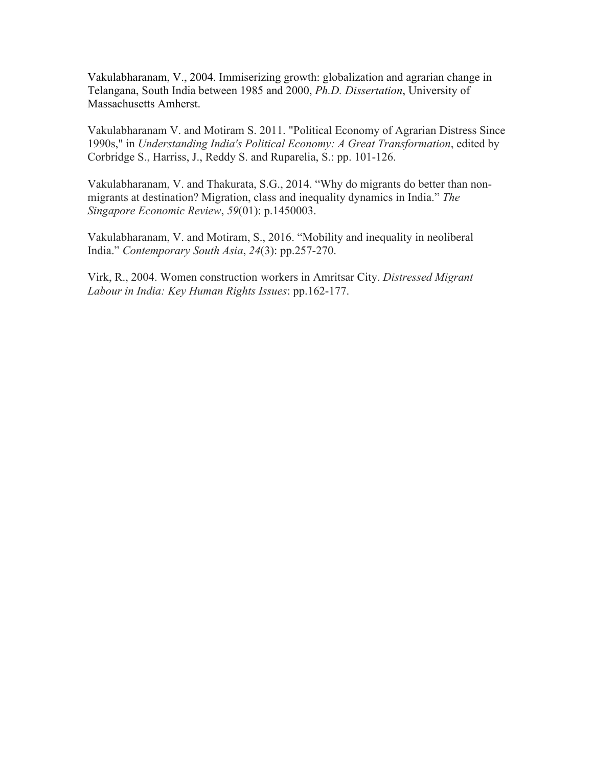Vakulabharanam, V., 2004. Immiserizing growth: globalization and agrarian change in Telangana, South India between 1985 and 2000, *Ph.D. Dissertation*, University of Massachusetts Amherst.

Vakulabharanam V. and Motiram S. 2011. "Political Economy of Agrarian Distress Since 1990s," in *Understanding India's Political Economy: A Great Transformation*, edited by Corbridge S., Harriss, J., Reddy S. and Ruparelia, S.: pp. 101-126.

Vakulabharanam, V. and Thakurata, S.G., 2014. "Why do migrants do better than non-migrants at destination? Migration, class and inequality dynamics in India." *The Singapore Economic Review*, *59*(01): p.1450003.

Vakulabharanam, V. and Motiram, S., 2016. "Mobility and inequality in neoliberal India." *Contemporary South Asia*, *24*(3): pp.257-270.

Virk, R., 2004. Women construction workers in Amritsar City. *Distressed Migrant Labour in India: Key Human Rights Issues*: pp.162-177.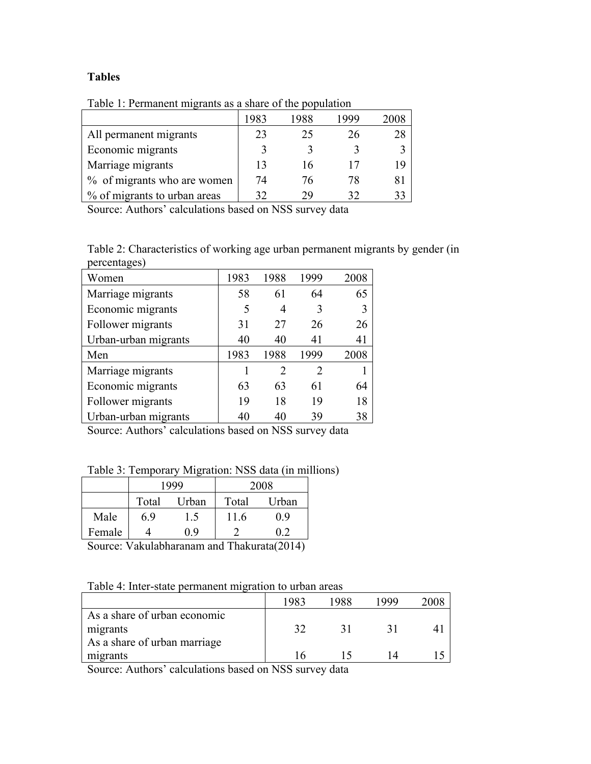**Tables**

Table 1: Permanent migrants as a share of the population

| | 1983 | 1988 | 1999 | 2008 |
|---|---|---|---|---|
| All permanent migrants | 23 | 25 | 26 | 28 |
| Economic migrants | 3 | 3 | 3 | 3 |
| Marriage migrants | 13 | 16 | 17 | 19 |
| % of migrants who are women | 74 | 76 | 78 | 81 |
| % of migrants to urban areas | 32 | 29 | 32 | 33 |

Source: Authors' calculations based on NSS survey data

Table 2: Characteristics of working age urban permanent migrants by gender (in percentages)

| Women | 1983 | 1988 | 1999 | 2008 |
|---|---|---|---|---|
| Marriage migrants | 58 | 61 | 64 | 65 |
| Economic migrants | 5 | 4 | 3 | 3 |
| Follower migrants | 31 | 27 | 26 | 26 |
| Urban-urban migrants | 40 | 40 | 41 | 41 |
| **Men** | **1983** | **1988** | **1999** | **2008** |
| Marriage migrants | 1 | 2 | 2 | 1 |
| Economic migrants | 63 | 63 | 61 | 64 |
| Follower migrants | 19 | 18 | 19 | 18 |
| Urban-urban migrants | 40 | 40 | 39 | 38 |

Source: Authors' calculations based on NSS survey data

Table 3: Temporary Migration: NSS data (in millions)

| | 1999 | | 2008 | |
|---|---|---|---|---|
| | Total | Urban | Total | Urban |
| Male | 6.9 | 1.5 | 11.6 | 0.9 |
| Female | 4 | 0.9 | 2 | 0.2 |

Source: Vakulabharanam and Thakurata(2014)

Table 4: Inter-state permanent migration to urban areas

| | 1983 | 1988 | 1999 | 2008 |
|---|---|---|---|---|
| As a share of urban economic migrants | 32 | 31 | 31 | 41 |
| As a share of urban marriage migrants | 16 | 15 | 14 | 15 |

Source: Authors' calculations based on NSS survey data